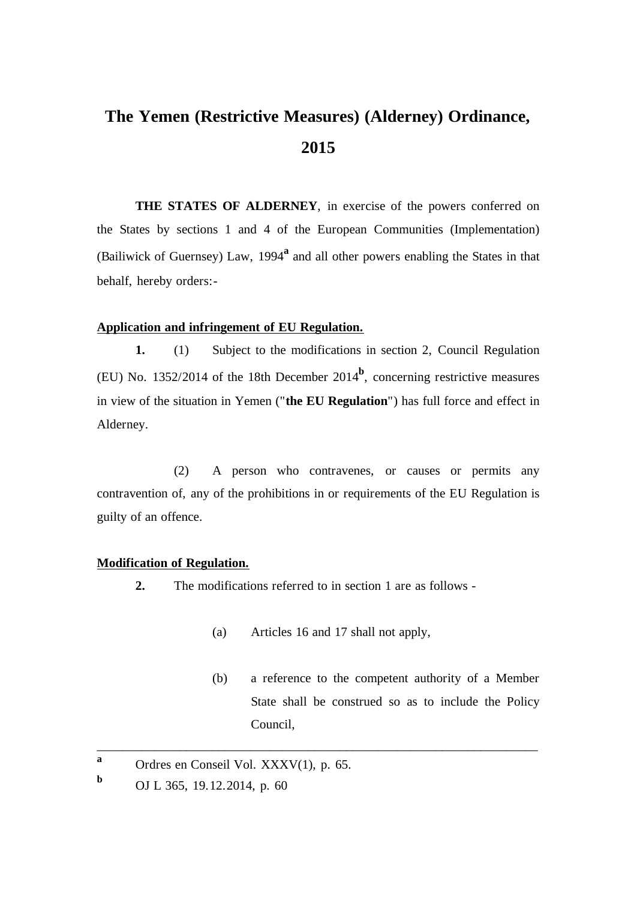# The Yemen (Restrictive Measures) (Alderney) Ordinance, 2015

**THE STATES OF ALDERNEY**, in exercise of the powers conferred on the States by sections 1 and 4 of the European Communities (Implementation) (Bailiwick of Guernsey) Law, 1994[a] and all other powers enabling the States in that behalf, hereby orders:-

**Application and infringement of EU Regulation.**

**1.** (1) Subject to the modifications in section 2, Council Regulation (EU) No. 1352/2014 of the 18th December 2014[b], concerning restrictive measures in view of the situation in Yemen ("**the EU Regulation**") has full force and effect in Alderney.

(2) A person who contravenes, or causes or permits any contravention of, any of the prohibitions in or requirements of the EU Regulation is guilty of an offence.

**Modification of Regulation.**

**2.** The modifications referred to in section 1 are as follows -

(a) Articles 16 and 17 shall not apply,

(b) a reference to the competent authority of a Member State shall be construed so as to include the Policy Council,

---

[a] Ordres en Conseil Vol. XXXV(1), p. 65.

[b] OJ L 365, 19.12.2014, p. 60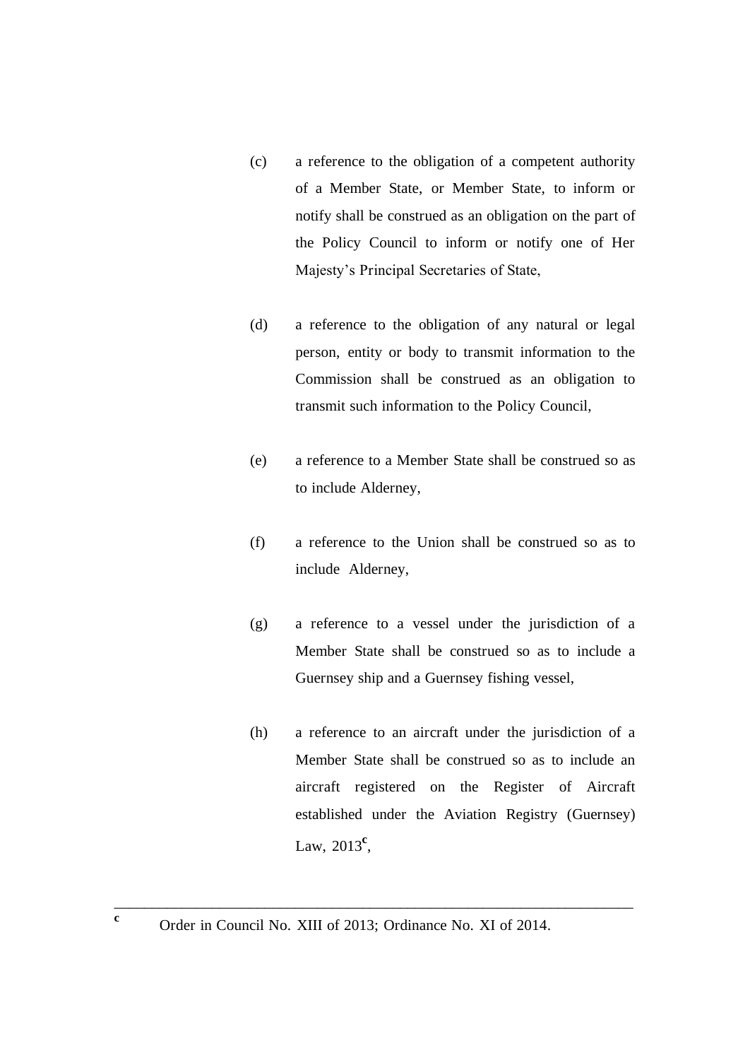(c) a reference to the obligation of a competent authority of a Member State, or Member State, to inform or notify shall be construed as an obligation on the part of the Policy Council to inform or notify one of Her Majesty's Principal Secretaries of State,

(d) a reference to the obligation of any natural or legal person, entity or body to transmit information to the Commission shall be construed as an obligation to transmit such information to the Policy Council,

(e) a reference to a Member State shall be construed so as to include Alderney,

(f) a reference to the Union shall be construed so as to include Alderney,

(g) a reference to a vessel under the jurisdiction of a Member State shall be construed so as to include a Guernsey ship and a Guernsey fishing vessel,

(h) a reference to an aircraft under the jurisdiction of a Member State shall be construed so as to include an aircraft registered on the Register of Aircraft established under the Aviation Registry (Guernsey) Law, 2013[c],

---

[c] Order in Council No. XIII of 2013; Ordinance No. XI of 2014.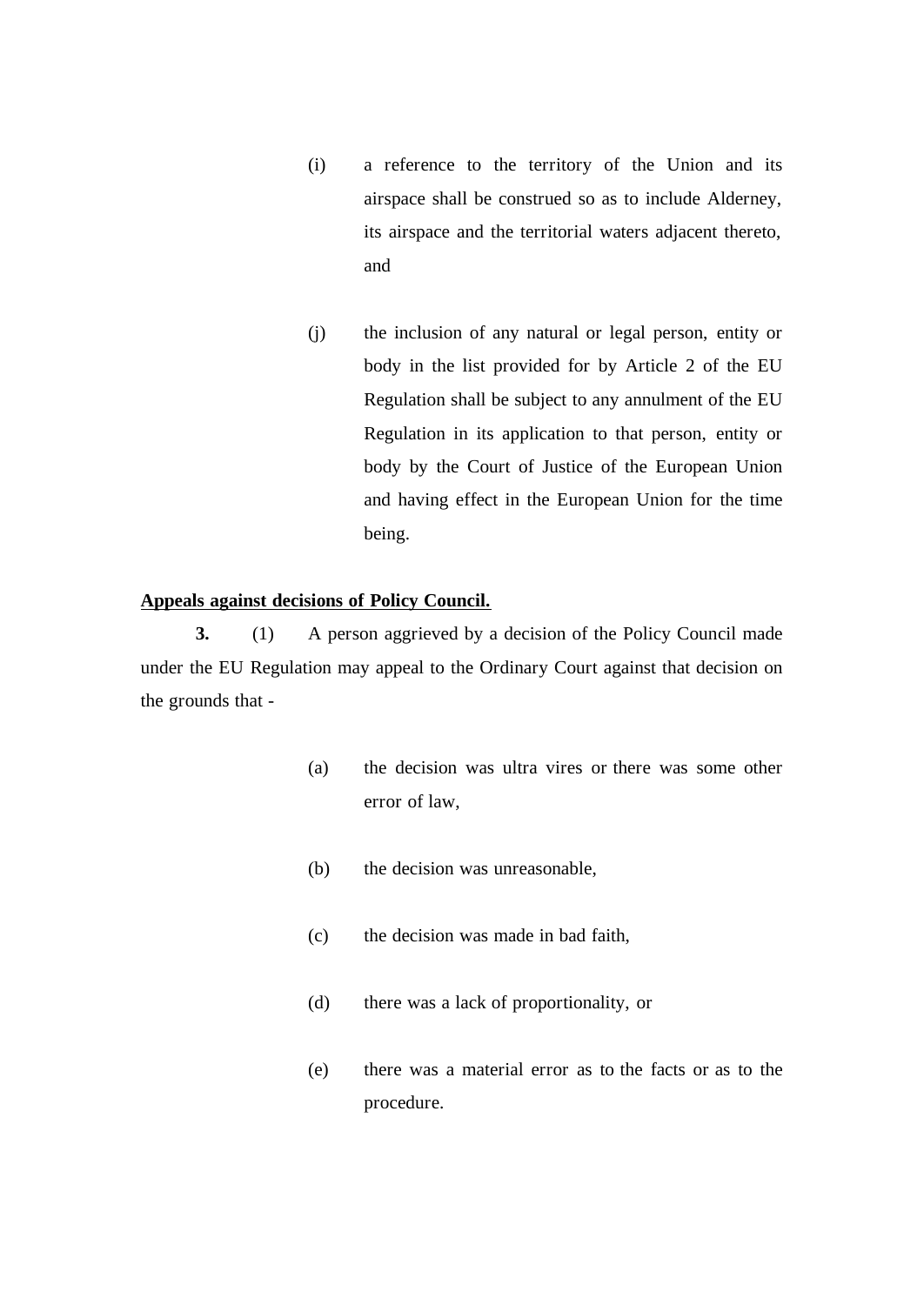(i) a reference to the territory of the Union and its airspace shall be construed so as to include Alderney, its airspace and the territorial waters adjacent thereto, and

(j) the inclusion of any natural or legal person, entity or body in the list provided for by Article 2 of the EU Regulation shall be subject to any annulment of the EU Regulation in its application to that person, entity or body by the Court of Justice of the European Union and having effect in the European Union for the time being.

**Appeals against decisions of Policy Council.**

**3.** (1) A person aggrieved by a decision of the Policy Council made under the EU Regulation may appeal to the Ordinary Court against that decision on the grounds that -

(a) the decision was ultra vires or there was some other error of law,

(b) the decision was unreasonable,

(c) the decision was made in bad faith,

(d) there was a lack of proportionality, or

(e) there was a material error as to the facts or as to the procedure.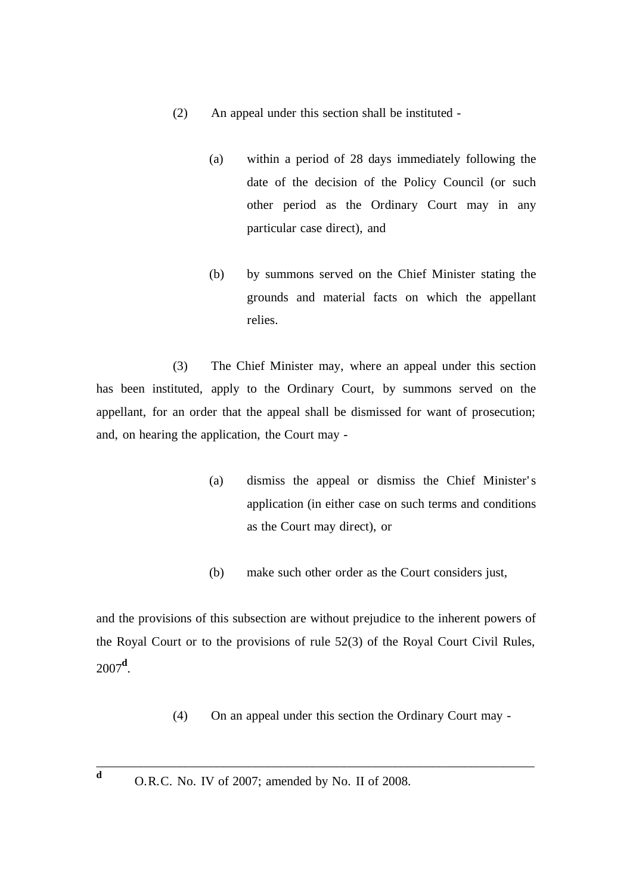(2) An appeal under this section shall be instituted -

(a) within a period of 28 days immediately following the date of the decision of the Policy Council (or such other period as the Ordinary Court may in any particular case direct), and

(b) by summons served on the Chief Minister stating the grounds and material facts on which the appellant relies.

(3) The Chief Minister may, where an appeal under this section has been instituted, apply to the Ordinary Court, by summons served on the appellant, for an order that the appeal shall be dismissed for want of prosecution; and, on hearing the application, the Court may -

(a) dismiss the appeal or dismiss the Chief Minister's application (in either case on such terms and conditions as the Court may direct), or

(b) make such other order as the Court considers just,

and the provisions of this subsection are without prejudice to the inherent powers of the Royal Court or to the provisions of rule 52(3) of the Royal Court Civil Rules, 2007[d].

(4) On an appeal under this section the Ordinary Court may -

---

[d] O.R.C. No. IV of 2007; amended by No. II of 2008.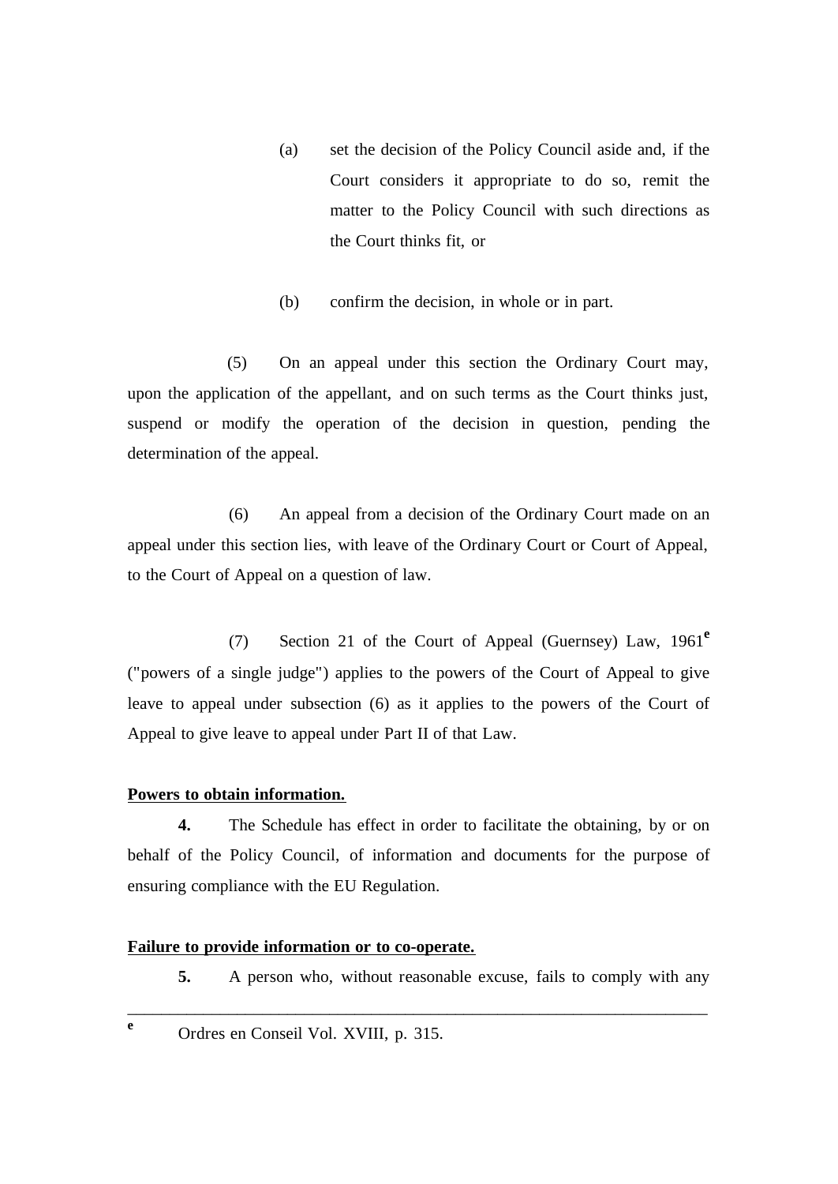(a) set the decision of the Policy Council aside and, if the Court considers it appropriate to do so, remit the matter to the Policy Council with such directions as the Court thinks fit, or

(b) confirm the decision, in whole or in part.

(5) On an appeal under this section the Ordinary Court may, upon the application of the appellant, and on such terms as the Court thinks just, suspend or modify the operation of the decision in question, pending the determination of the appeal.

(6) An appeal from a decision of the Ordinary Court made on an appeal under this section lies, with leave of the Ordinary Court or Court of Appeal, to the Court of Appeal on a question of law.

(7) Section 21 of the Court of Appeal (Guernsey) Law, 1961[e] ("powers of a single judge") applies to the powers of the Court of Appeal to give leave to appeal under subsection (6) as it applies to the powers of the Court of Appeal to give leave to appeal under Part II of that Law.

**Powers to obtain information.**

**4.** The Schedule has effect in order to facilitate the obtaining, by or on behalf of the Policy Council, of information and documents for the purpose of ensuring compliance with the EU Regulation.

**Failure to provide information or to co-operate.**

**5.** A person who, without reasonable excuse, fails to comply with any

---

[e] Ordres en Conseil Vol. XVIII, p. 315.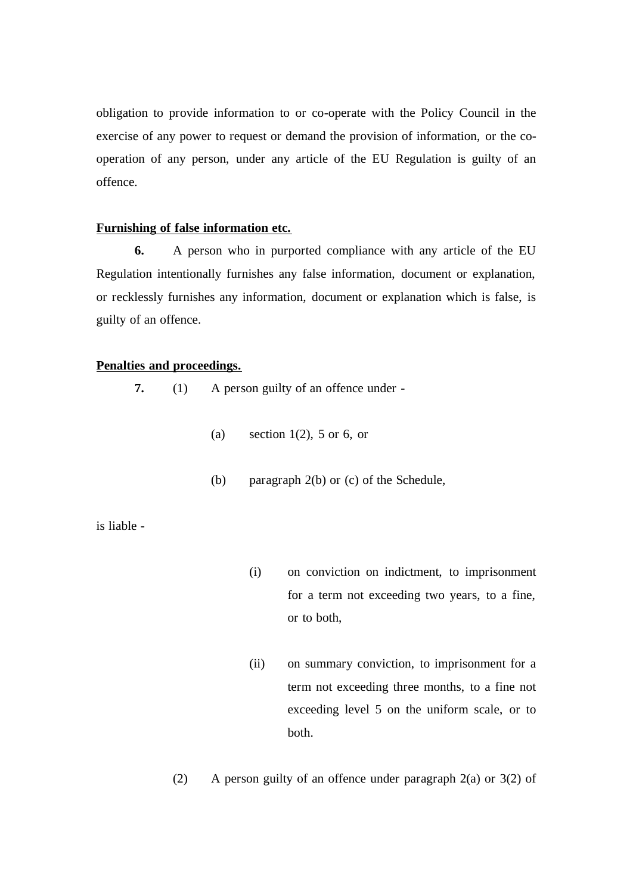obligation to provide information to or co-operate with the Policy Council in the exercise of any power to request or demand the provision of information, or the co-operation of any person, under any article of the EU Regulation is guilty of an offence.

**Furnishing of false information etc.**

**6.** A person who in purported compliance with any article of the EU Regulation intentionally furnishes any false information, document or explanation, or recklessly furnishes any information, document or explanation which is false, is guilty of an offence.

**Penalties and proceedings.**

**7.** (1) A person guilty of an offence under -

(a) section 1(2), 5 or 6, or

(b) paragraph 2(b) or (c) of the Schedule,

is liable -

(i) on conviction on indictment, to imprisonment for a term not exceeding two years, to a fine, or to both,

(ii) on summary conviction, to imprisonment for a term not exceeding three months, to a fine not exceeding level 5 on the uniform scale, or to both.

(2) A person guilty of an offence under paragraph 2(a) or 3(2) of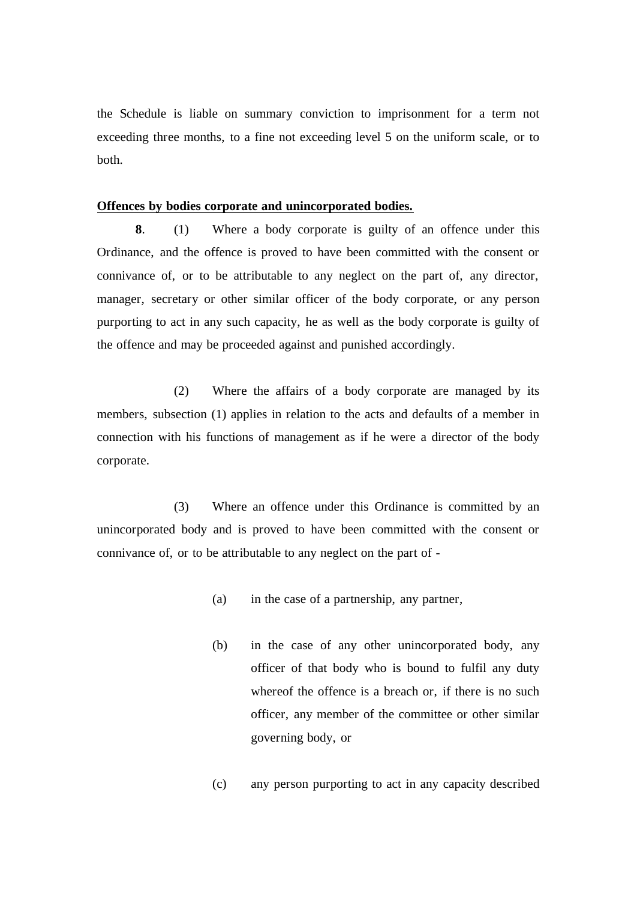the Schedule is liable on summary conviction to imprisonment for a term not exceeding three months, to a fine not exceeding level 5 on the uniform scale, or to both.

**Offences by bodies corporate and unincorporated bodies.**

**8**. (1) Where a body corporate is guilty of an offence under this Ordinance, and the offence is proved to have been committed with the consent or connivance of, or to be attributable to any neglect on the part of, any director, manager, secretary or other similar officer of the body corporate, or any person purporting to act in any such capacity, he as well as the body corporate is guilty of the offence and may be proceeded against and punished accordingly.

(2) Where the affairs of a body corporate are managed by its members, subsection (1) applies in relation to the acts and defaults of a member in connection with his functions of management as if he were a director of the body corporate.

(3) Where an offence under this Ordinance is committed by an unincorporated body and is proved to have been committed with the consent or connivance of, or to be attributable to any neglect on the part of -

(a) in the case of a partnership, any partner,

(b) in the case of any other unincorporated body, any officer of that body who is bound to fulfil any duty whereof the offence is a breach or, if there is no such officer, any member of the committee or other similar governing body, or

(c) any person purporting to act in any capacity described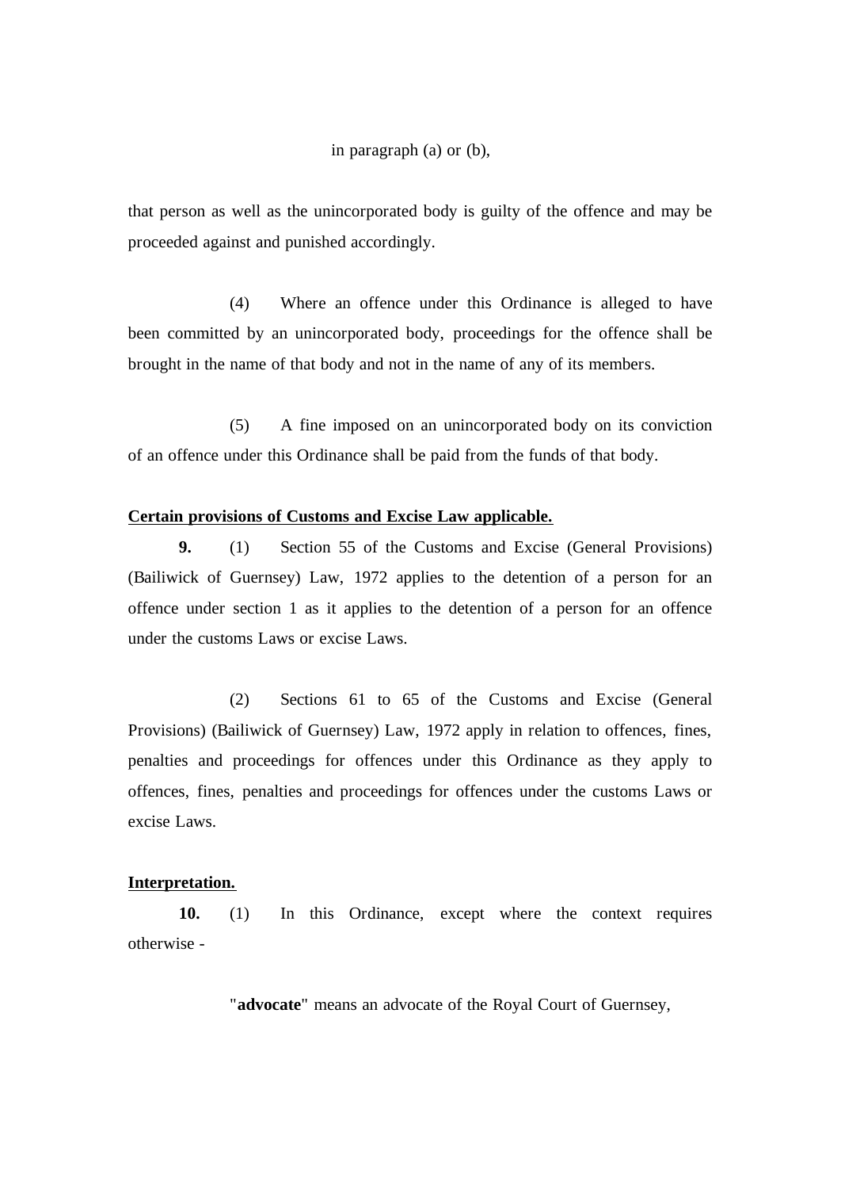in paragraph (a) or (b),

that person as well as the unincorporated body is guilty of the offence and may be proceeded against and punished accordingly.

(4) Where an offence under this Ordinance is alleged to have been committed by an unincorporated body, proceedings for the offence shall be brought in the name of that body and not in the name of any of its members.

(5) A fine imposed on an unincorporated body on its conviction of an offence under this Ordinance shall be paid from the funds of that body.

**Certain provisions of Customs and Excise Law applicable.**

**9.** (1) Section 55 of the Customs and Excise (General Provisions) (Bailiwick of Guernsey) Law, 1972 applies to the detention of a person for an offence under section 1 as it applies to the detention of a person for an offence under the customs Laws or excise Laws.

(2) Sections 61 to 65 of the Customs and Excise (General Provisions) (Bailiwick of Guernsey) Law, 1972 apply in relation to offences, fines, penalties and proceedings for offences under this Ordinance as they apply to offences, fines, penalties and proceedings for offences under the customs Laws or excise Laws.

**Interpretation.**

**10.** (1) In this Ordinance, except where the context requires otherwise -

"**advocate**" means an advocate of the Royal Court of Guernsey,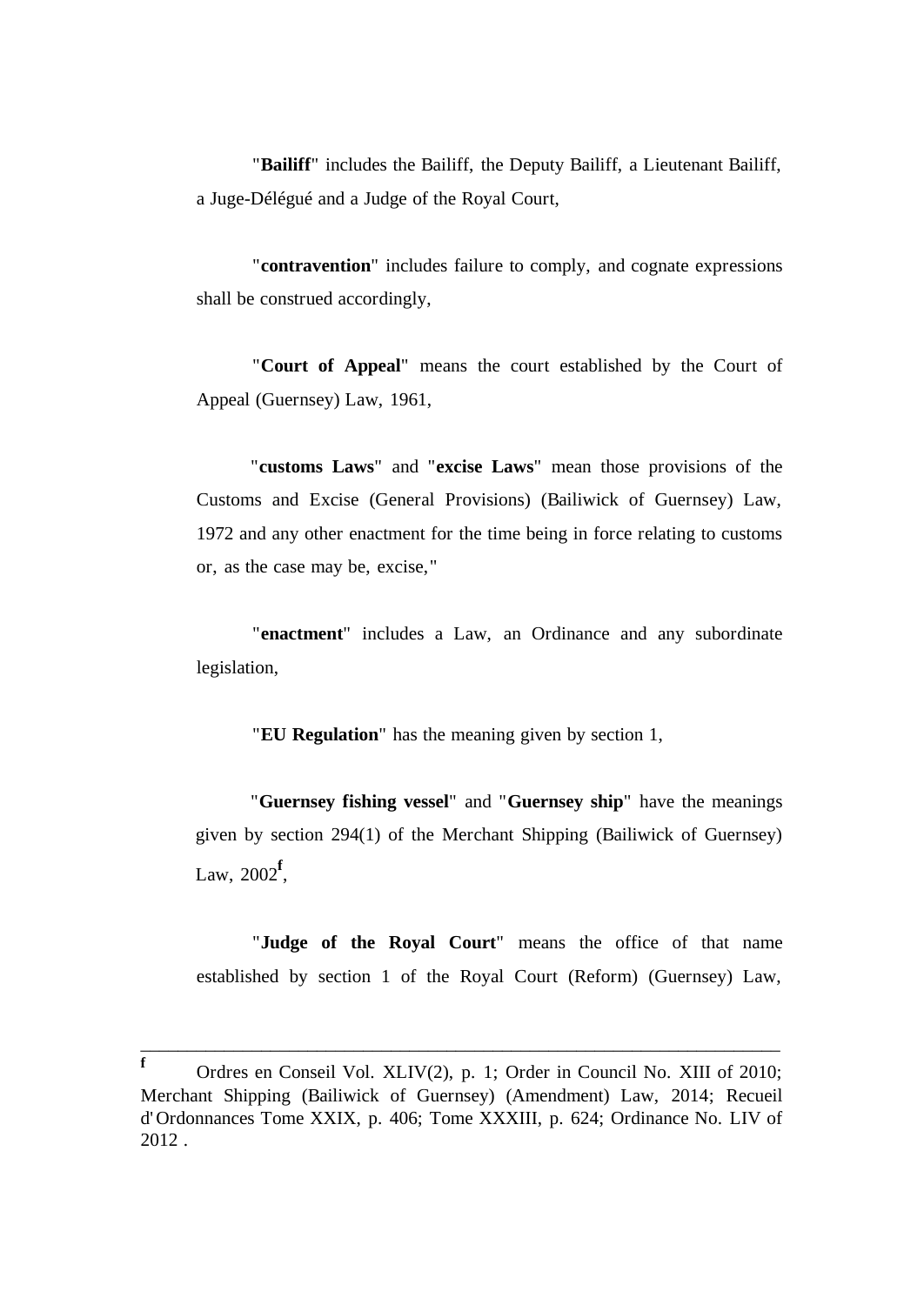"**Bailiff**" includes the Bailiff, the Deputy Bailiff, a Lieutenant Bailiff, a Juge-Délégué and a Judge of the Royal Court,

"**contravention**" includes failure to comply, and cognate expressions shall be construed accordingly,

"**Court of Appeal**" means the court established by the Court of Appeal (Guernsey) Law, 1961,

"**customs Laws**" and "**excise Laws**" mean those provisions of the Customs and Excise (General Provisions) (Bailiwick of Guernsey) Law, 1972 and any other enactment for the time being in force relating to customs or, as the case may be, excise,"

"**enactment**" includes a Law, an Ordinance and any subordinate legislation,

"**EU Regulation**" has the meaning given by section 1,

"**Guernsey fishing vessel**" and "**Guernsey ship**" have the meanings given by section 294(1) of the Merchant Shipping (Bailiwick of Guernsey) Law, 2002[f],

"**Judge of the Royal Court**" means the office of that name established by section 1 of the Royal Court (Reform) (Guernsey) Law,

---

[f] Ordres en Conseil Vol. XLIV(2), p. 1; Order in Council No. XIII of 2010; Merchant Shipping (Bailiwick of Guernsey) (Amendment) Law, 2014; Recueil d'Ordonnances Tome XXIX, p. 406; Tome XXXIII, p. 624; Ordinance No. LIV of 2012 .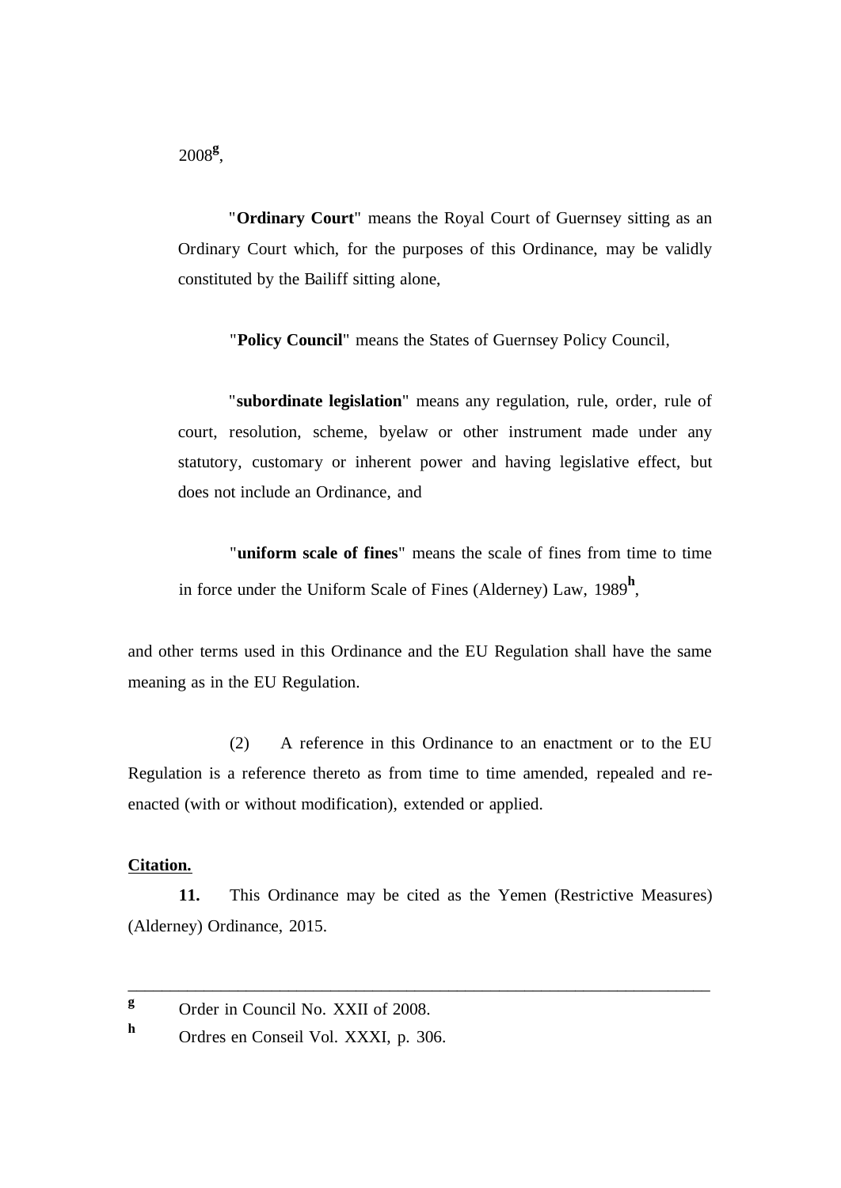2008[g],

"**Ordinary Court**" means the Royal Court of Guernsey sitting as an Ordinary Court which, for the purposes of this Ordinance, may be validly constituted by the Bailiff sitting alone,

"**Policy Council**" means the States of Guernsey Policy Council,

"**subordinate legislation**" means any regulation, rule, order, rule of court, resolution, scheme, byelaw or other instrument made under any statutory, customary or inherent power and having legislative effect, but does not include an Ordinance, and

"**uniform scale of fines**" means the scale of fines from time to time in force under the Uniform Scale of Fines (Alderney) Law, 1989[h],

and other terms used in this Ordinance and the EU Regulation shall have the same meaning as in the EU Regulation.

(2) A reference in this Ordinance to an enactment or to the EU Regulation is a reference thereto as from time to time amended, repealed and re-enacted (with or without modification), extended or applied.

**Citation.**

**11.** This Ordinance may be cited as the Yemen (Restrictive Measures) (Alderney) Ordinance, 2015.

---

[g] Order in Council No. XXII of 2008.

[h] Ordres en Conseil Vol. XXXI, p. 306.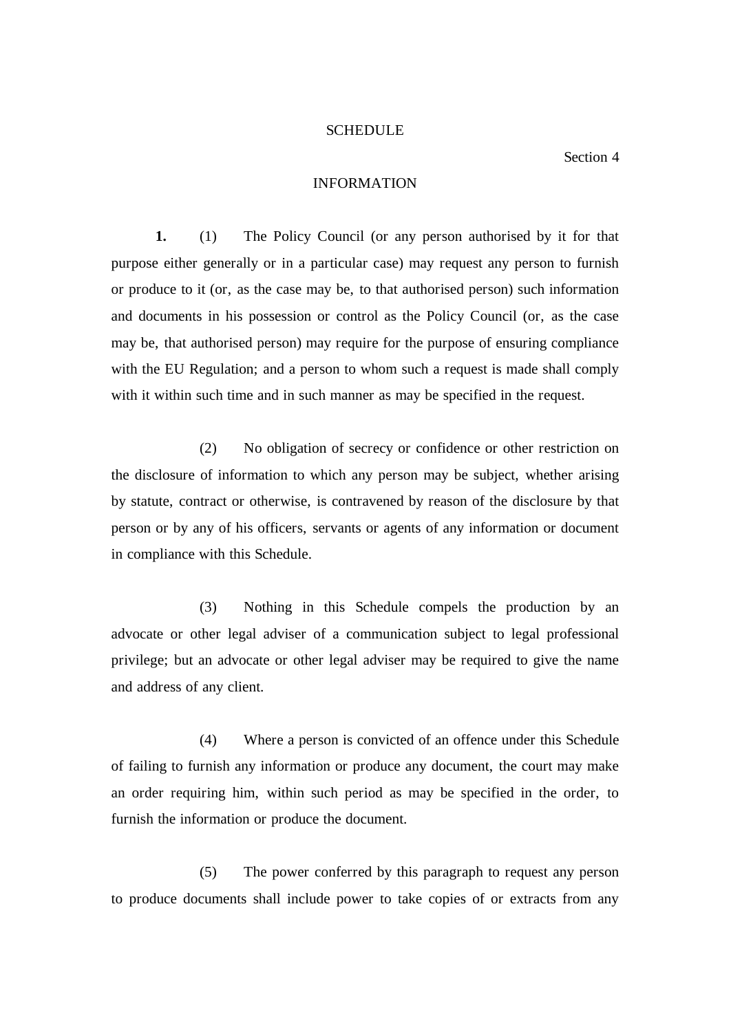# SCHEDULE

Section 4

## INFORMATION

**1.** (1) The Policy Council (or any person authorised by it for that purpose either generally or in a particular case) may request any person to furnish or produce to it (or, as the case may be, to that authorised person) such information and documents in his possession or control as the Policy Council (or, as the case may be, that authorised person) may require for the purpose of ensuring compliance with the EU Regulation; and a person to whom such a request is made shall comply with it within such time and in such manner as may be specified in the request.

(2) No obligation of secrecy or confidence or other restriction on the disclosure of information to which any person may be subject, whether arising by statute, contract or otherwise, is contravened by reason of the disclosure by that person or by any of his officers, servants or agents of any information or document in compliance with this Schedule.

(3) Nothing in this Schedule compels the production by an advocate or other legal adviser of a communication subject to legal professional privilege; but an advocate or other legal adviser may be required to give the name and address of any client.

(4) Where a person is convicted of an offence under this Schedule of failing to furnish any information or produce any document, the court may make an order requiring him, within such period as may be specified in the order, to furnish the information or produce the document.

(5) The power conferred by this paragraph to request any person to produce documents shall include power to take copies of or extracts from any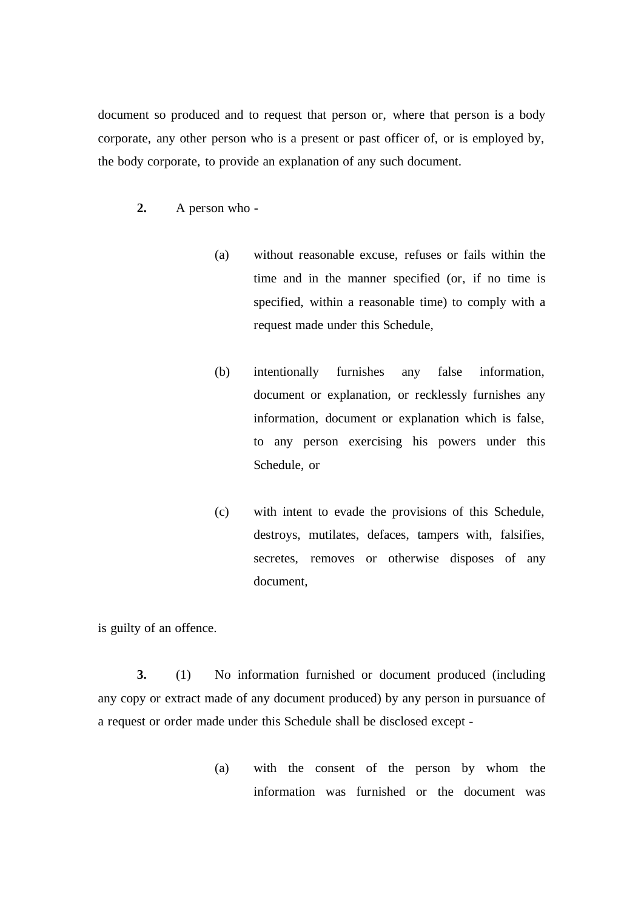document so produced and to request that person or, where that person is a body corporate, any other person who is a present or past officer of, or is employed by, the body corporate, to provide an explanation of any such document.

**2.** A person who -

(a) without reasonable excuse, refuses or fails within the time and in the manner specified (or, if no time is specified, within a reasonable time) to comply with a request made under this Schedule,

(b) intentionally furnishes any false information, document or explanation, or recklessly furnishes any information, document or explanation which is false, to any person exercising his powers under this Schedule, or

(c) with intent to evade the provisions of this Schedule, destroys, mutilates, defaces, tampers with, falsifies, secretes, removes or otherwise disposes of any document,

is guilty of an offence.

**3.** (1) No information furnished or document produced (including any copy or extract made of any document produced) by any person in pursuance of a request or order made under this Schedule shall be disclosed except -

(a) with the consent of the person by whom the information was furnished or the document was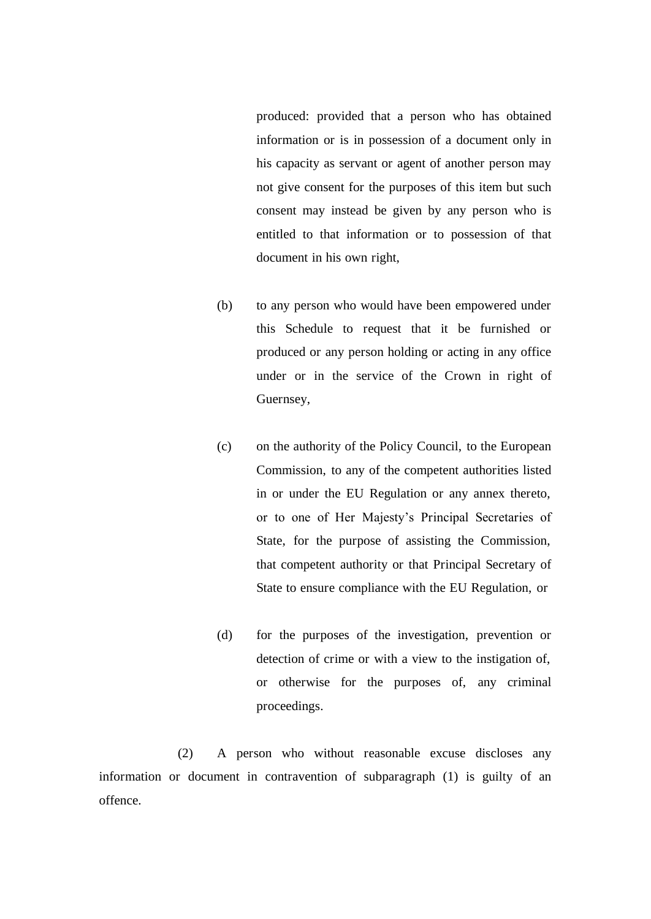produced: provided that a person who has obtained information or is in possession of a document only in his capacity as servant or agent of another person may not give consent for the purposes of this item but such consent may instead be given by any person who is entitled to that information or to possession of that document in his own right,

(b) to any person who would have been empowered under this Schedule to request that it be furnished or produced or any person holding or acting in any office under or in the service of the Crown in right of Guernsey,

(c) on the authority of the Policy Council, to the European Commission, to any of the competent authorities listed in or under the EU Regulation or any annex thereto, or to one of Her Majesty's Principal Secretaries of State, for the purpose of assisting the Commission, that competent authority or that Principal Secretary of State to ensure compliance with the EU Regulation, or

(d) for the purposes of the investigation, prevention or detection of crime or with a view to the instigation of, or otherwise for the purposes of, any criminal proceedings.

(2) A person who without reasonable excuse discloses any information or document in contravention of subparagraph (1) is guilty of an offence.